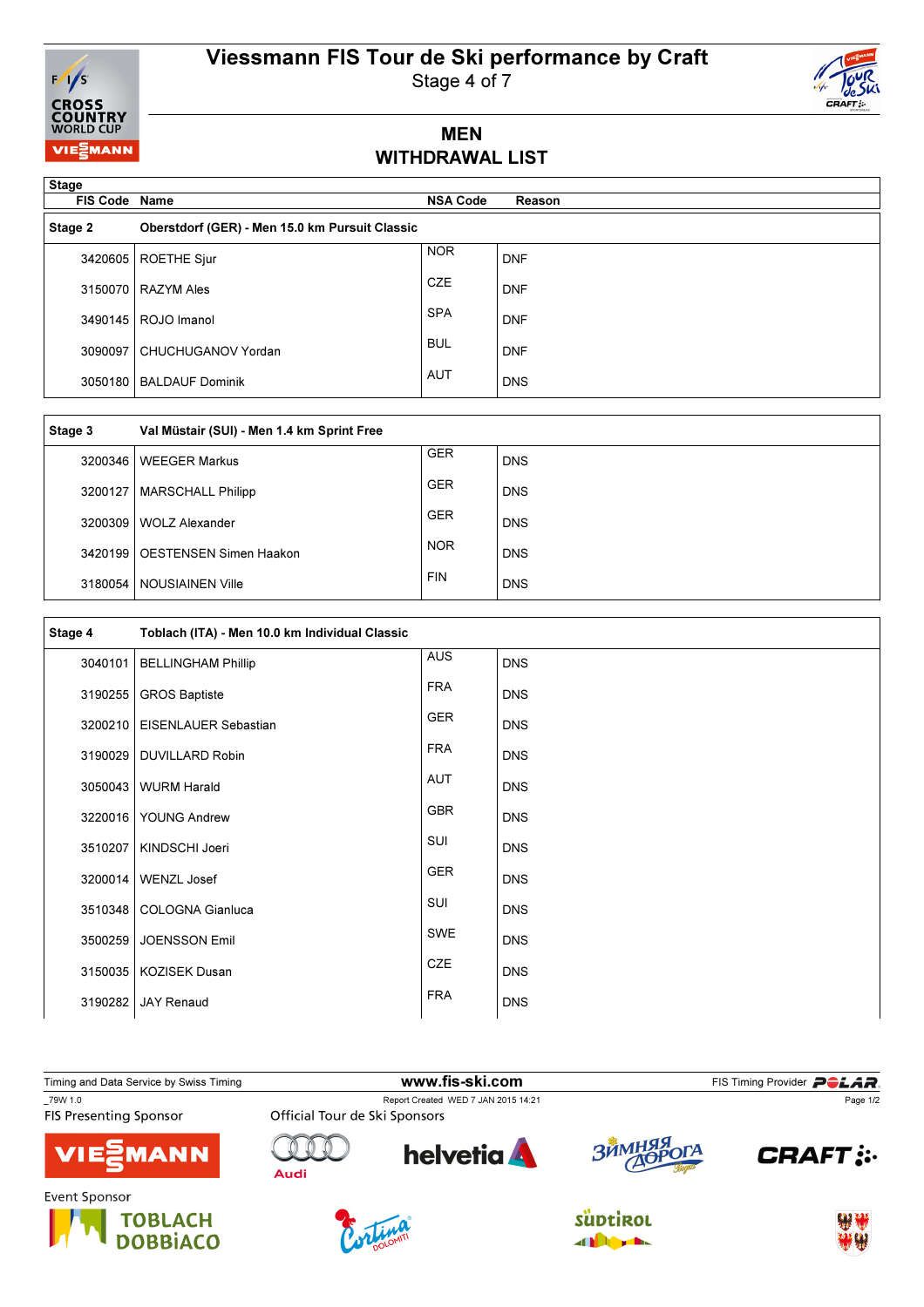# Viessmann FIS Tour de Ski performance by Craft

Stage 4 of 7

## MEN
## WITHDRAWAL LIST

| FIS Code | Name | NSA Code | Reason |
|---|---|---|---|
| **Stage 2** | **Oberstdorf (GER) - Men 15.0 km Pursuit Classic** | | |
| 3420605 | ROETHE Sjur | NOR | DNF |
| 3150070 | RAZYM Ales | CZE | DNF |
| 3490145 | ROJO Imanol | SPA | DNF |
| 3090097 | CHUCHUGANOV Yordan | BUL | DNF |
| 3050180 | BALDAUF Dominik | AUT | DNS |
| **Stage 3** | **Val Müstair (SUI) - Men 1.4 km Sprint Free** | | |
| 3200346 | WEEGER Markus | GER | DNS |
| 3200127 | MARSCHALL Philipp | GER | DNS |
| 3200309 | WOLZ Alexander | GER | DNS |
| 3420199 | OESTENSEN Simen Haakon | NOR | DNS |
| 3180054 | NOUSIAINEN Ville | FIN | DNS |
| **Stage 4** | **Toblach (ITA) - Men 10.0 km Individual Classic** | | |
| 3040101 | BELLINGHAM Phillip | AUS | DNS |
| 3190255 | GROS Baptiste | FRA | DNS |
| 3200210 | EISENLAUER Sebastian | GER | DNS |
| 3190029 | DUVILLARD Robin | FRA | DNS |
| 3050043 | WURM Harald | AUT | DNS |
| 3220016 | YOUNG Andrew | GBR | DNS |
| 3510207 | KINDSCHI Joeri | SUI | DNS |
| 3200014 | WENZL Josef | GER | DNS |
| 3510348 | COLOGNA Gianluca | SUI | DNS |
| 3500259 | JOENSSON Emil | SWE | DNS |
| 3150035 | KOZISEK Dusan | CZE | DNS |
| 3190282 | JAY Renaud | FRA | DNS |

Timing and Data Service by Swiss Timing — www.fis-ski.com — FIS Timing Provider POLAR

_79W 1.0 — Report Created WED 7 JAN 2015 14:21

FIS Presenting Sponsor: VIESSMANN

Official Tour de Ski Sponsors: Audi, helvetia, Зимняя Дорога, CRAFT

Event Sponsor: TOBLACH DOBBIACO, Cortina Dolomiti, Südtirol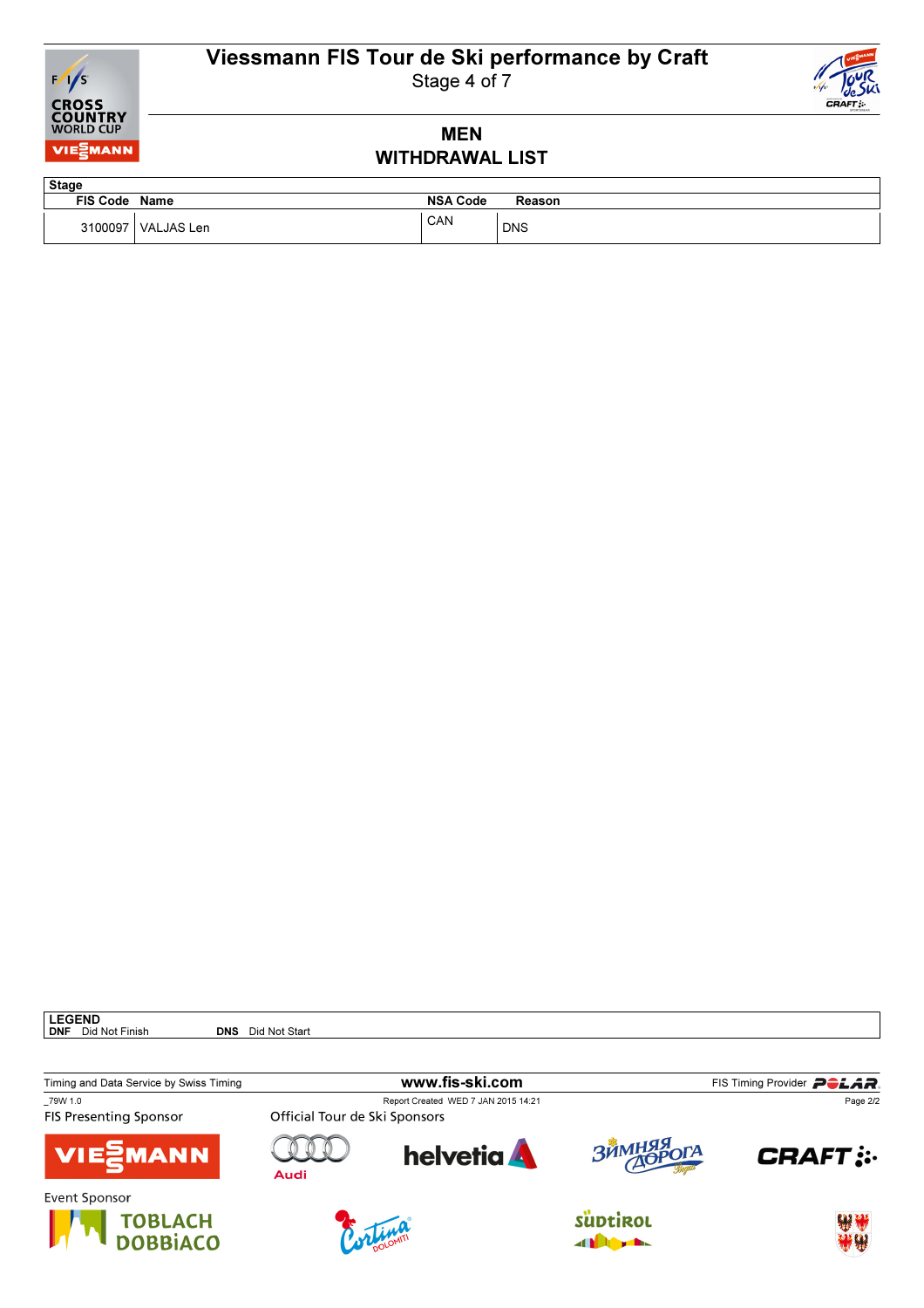# Viessmann FIS Tour de Ski performance by Craft

Stage 4 of 7

## MEN

## WITHDRAWAL LIST

**Stage**

| FIS Code | Name | NSA Code | Reason |
|---|---|---|---|
| 3100097 | VALJAS Len | CAN | DNS |

**LEGEND**

**DNF** Did Not Finish **DNS** Did Not Start

Timing and Data Service by Swiss Timing www.fis-ski.com FIS Timing Provider POLAR

_79W 1.0 Report Created WED 7 JAN 2015 14:21

FIS Presenting Sponsor

Official Tour de Ski Sponsors

Event Sponsor